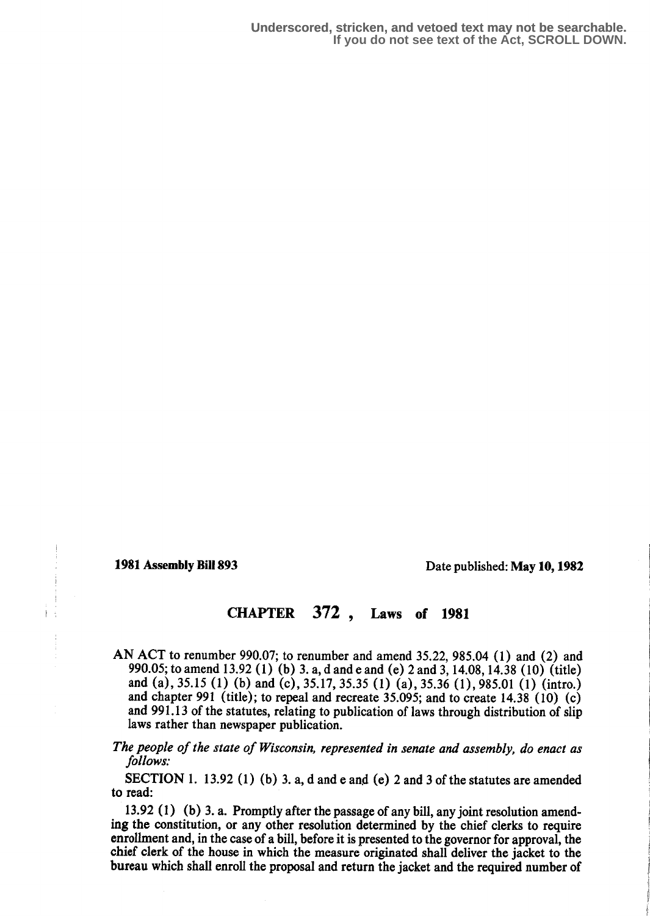Underscored, stricken, and vetoed text may not be searchable.
If you do not see text of the Act, SCROLL DOWN.

**1981 Assembly Bill 893**

Date published: **May 10, 1982**

# CHAPTER 372, Laws of 1981

AN ACT to renumber 990.07; to renumber and amend 35.22, 985.04 (1) and (2) and 990.05; to amend 13.92 (1) (b) 3. a, d and e and (e) 2 and 3, 14.08, 14.38 (10) (title) and (a), 35.15 (1) (b) and (c), 35.17, 35.35 (1) (a), 35.36 (1), 985.01 (1) (intro.) and chapter 991 (title); to repeal and recreate 35.095; and to create 14.38 (10) (c) and 991.13 of the statutes, relating to publication of laws through distribution of slip laws rather than newspaper publication.

*The people of the state of Wisconsin, represented in senate and assembly, do enact as follows:*

SECTION 1. 13.92 (1) (b) 3. a, d and e and (e) 2 and 3 of the statutes are amended to read:

13.92 (1) (b) 3. a. Promptly after the passage of any bill, any joint resolution amending the constitution, or any other resolution determined by the chief clerks to require enrollment and, in the case of a bill, before it is presented to the governor for approval, the chief clerk of the house in which the measure originated shall deliver the jacket to the bureau which shall enroll the proposal and return the jacket and the required number of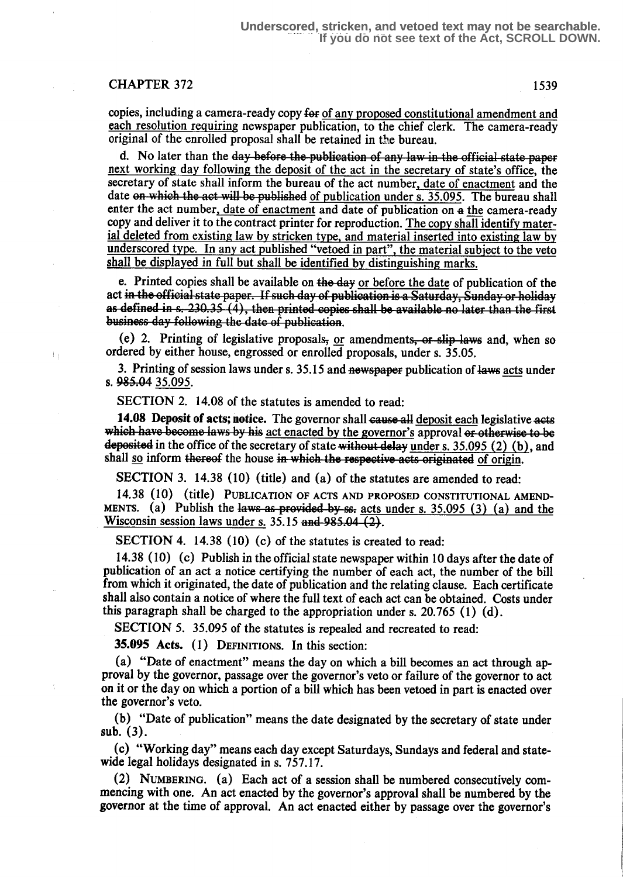copies, including a camera-ready copy ~~for~~ of any proposed constitutional amendment and each resolution requiring newspaper publication, to the chief clerk. The camera-ready original of the enrolled proposal shall be retained in the bureau.

d. No later than the ~~day before the publication of any law in the official state paper~~ next working day following the deposit of the act in the secretary of state's office, the secretary of state shall inform the bureau of the act number, date of enactment and the date ~~on which the act will be published~~ of publication under s. 35.095. The bureau shall enter the act number, date of enactment and date of publication on ~~a~~ the camera-ready copy and deliver it to the contract printer for reproduction. The copy shall identify material deleted from existing law by stricken type, and material inserted into existing law by underscored type. In any act published "vetoed in part", the material subject to the veto shall be displayed in full but shall be identified by distinguishing marks.

e. Printed copies shall be available on ~~the day~~ or before the date of publication of the act ~~in the official state paper. If such day of publication is a Saturday, Sunday or holiday as defined in s. 230.35 (4), then printed copies shall be available no later than the first business day following the date of publication~~.

(e) 2. Printing of legislative proposals~~,~~ or amendments~~, or slip laws~~ and, when so ordered by either house, engrossed or enrolled proposals, under s. 35.05.

3. Printing of session laws under s. 35.15 and ~~newspaper~~ publication of ~~laws~~ acts under s. ~~985.04~~ 35.095.

SECTION 2. 14.08 of the statutes is amended to read:

**14.08 Deposit of acts; notice.** The governor shall ~~cause all~~ deposit each legislative ~~acts which have become laws by his~~ act enacted by the governor's approval ~~or otherwise to be deposited~~ in the office of the secretary of state ~~without delay~~ under s. 35.095 (2) (b), and shall so inform ~~thereof~~ the house ~~in which the respective acts originated~~ of origin.

SECTION 3. 14.38 (10) (title) and (a) of the statutes are amended to read:

14.38 (10) (title) PUBLICATION OF ACTS AND PROPOSED CONSTITUTIONAL AMENDMENTS. (a) Publish the ~~laws as provided by ss.~~ acts under s. 35.095 (3) (a) and the Wisconsin session laws under s. 35.15 ~~and 985.04 (2)~~.

SECTION 4. 14.38 (10) (c) of the statutes is created to read:

14.38 (10) (c) Publish in the official state newspaper within 10 days after the date of publication of an act a notice certifying the number of each act, the number of the bill from which it originated, the date of publication and the relating clause. Each certificate shall also contain a notice of where the full text of each act can be obtained. Costs under this paragraph shall be charged to the appropriation under s. 20.765 (1) (d).

SECTION 5. 35.095 of the statutes is repealed and recreated to read:

**35.095 Acts.** (1) DEFINITIONS. In this section:

(a) "Date of enactment" means the day on which a bill becomes an act through approval by the governor, passage over the governor's veto or failure of the governor to act on it or the day on which a portion of a bill which has been vetoed in part is enacted over the governor's veto.

(b) "Date of publication" means the date designated by the secretary of state under sub. (3).

(c) "Working day" means each day except Saturdays, Sundays and federal and statewide legal holidays designated in s. 757.17.

(2) NUMBERING. (a) Each act of a session shall be numbered consecutively commencing with one. An act enacted by the governor's approval shall be numbered by the governor at the time of approval. An act enacted either by passage over the governor's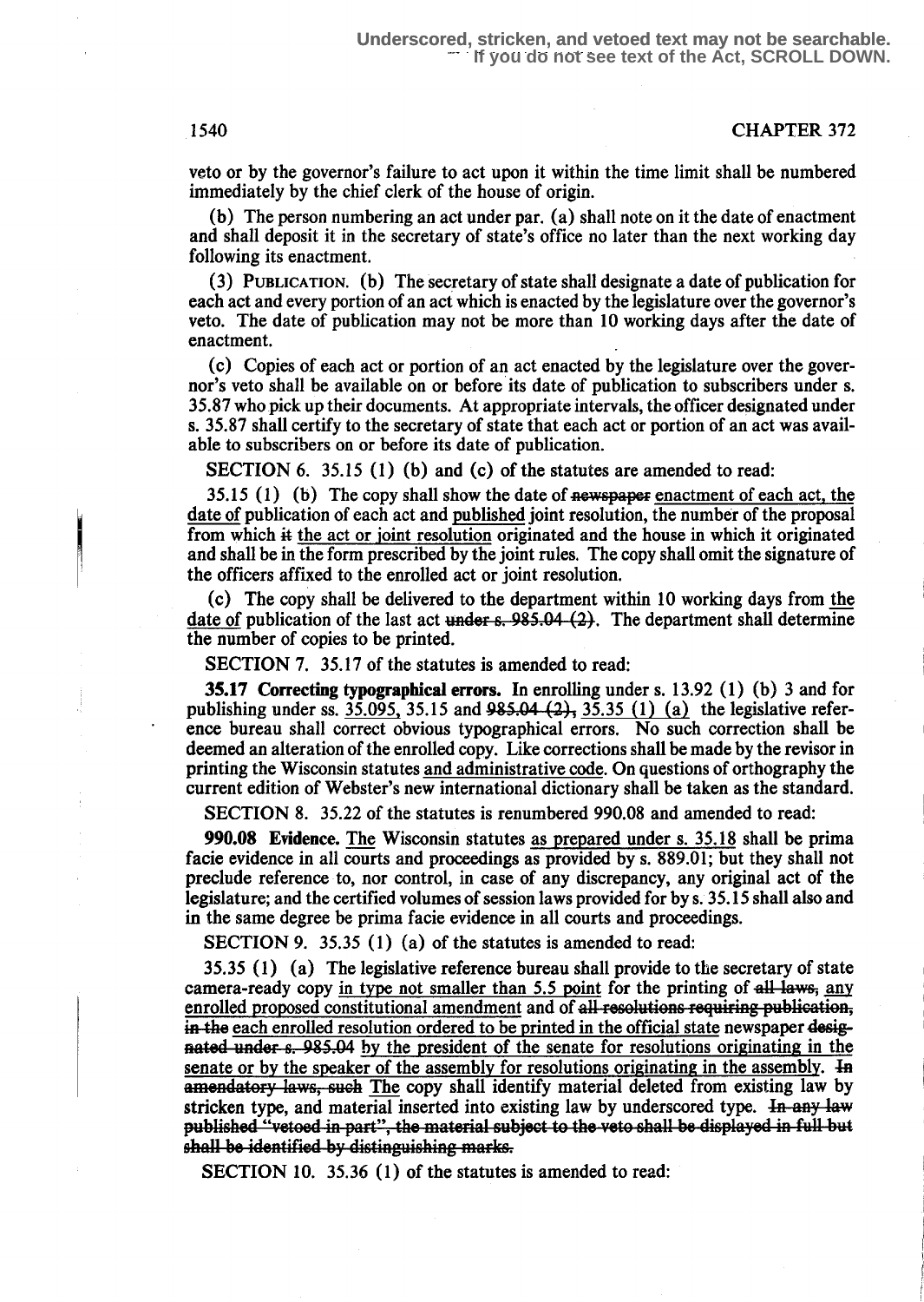veto or by the governor's failure to act upon it within the time limit shall be numbered immediately by the chief clerk of the house of origin.

(b) The person numbering an act under par. (a) shall note on it the date of enactment and shall deposit it in the secretary of state's office no later than the next working day following its enactment.

(3) PUBLICATION. (b) The secretary of state shall designate a date of publication for each act and every portion of an act which is enacted by the legislature over the governor's veto. The date of publication may not be more than 10 working days after the date of enactment.

(c) Copies of each act or portion of an act enacted by the legislature over the governor's veto shall be available on or before its date of publication to subscribers under s. 35.87 who pick up their documents. At appropriate intervals, the officer designated under s. 35.87 shall certify to the secretary of state that each act or portion of an act was available to subscribers on or before its date of publication.

SECTION 6. 35.15 (1) (b) and (c) of the statutes are amended to read:

35.15 (1) (b) The copy shall show the date of ~~newspaper~~ <u>enactment of each act, the date of</u> publication of each act and <u>published</u> joint resolution, the number of the proposal from which ~~it~~ <u>the act or joint resolution</u> originated and the house in which it originated and shall be in the form prescribed by the joint rules. The copy shall omit the signature of the officers affixed to the enrolled act or joint resolution.

(c) The copy shall be delivered to the department within 10 working days from <u>the date of</u> publication of the last act ~~under s. 985.04 (2)~~. The department shall determine the number of copies to be printed.

SECTION 7. 35.17 of the statutes is amended to read:

**35.17 Correcting typographical errors.** In enrolling under s. 13.92 (1) (b) 3 and for publishing under ss. <u>35.095,</u> 35.15 and ~~985.04 (2),~~ <u>35.35 (1) (a)</u> the legislative reference bureau shall correct obvious typographical errors. No such correction shall be deemed an alteration of the enrolled copy. Like corrections shall be made by the revisor in printing the Wisconsin statutes <u>and administrative code</u>. On questions of orthography the current edition of Webster's new international dictionary shall be taken as the standard.

SECTION 8. 35.22 of the statutes is renumbered 990.08 and amended to read:

**990.08 Evidence.** <u>The</u> Wisconsin statutes <u>as prepared under s. 35.18</u> shall be prima facie evidence in all courts and proceedings as provided by s. 889.01; but they shall not preclude reference to, nor control, in case of any discrepancy, any original act of the legislature; and the certified volumes of session laws provided for by s. 35.15 shall also and in the same degree be prima facie evidence in all courts and proceedings.

SECTION 9. 35.35 (1) (a) of the statutes is amended to read:

35.35 (1) (a) The legislative reference bureau shall provide to the secretary of state camera-ready copy <u>in type not smaller than 5.5 point</u> for the printing of ~~all laws,~~ <u>any enrolled proposed constitutional amendment</u> and of ~~all resolutions requiring publication, in the~~ <u>each enrolled resolution ordered to be printed in the official state</u> newspaper ~~designated under s. 985.04~~ <u>by the president of the senate for resolutions originating in the senate or by the speaker of the assembly for resolutions originating in the assembly</u>. ~~In amendatory laws, such~~ <u>The</u> copy shall identify material deleted from existing law by stricken type, and material inserted into existing law by underscored type. ~~In any law published "vetoed in part", the material subject to the veto shall be displayed in full but shall be identified by distinguishing marks.~~

SECTION 10. 35.36 (1) of the statutes is amended to read: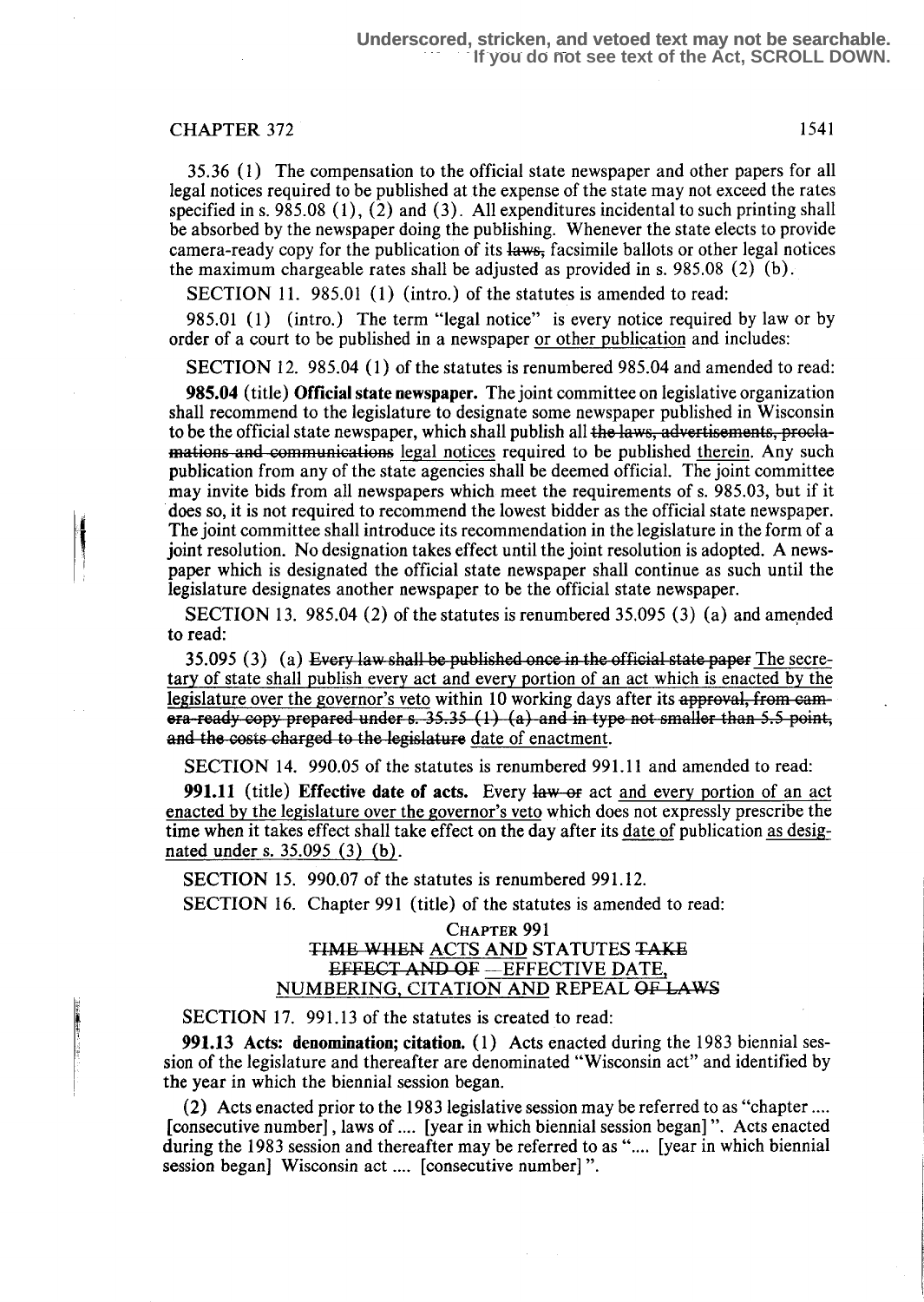Underscored, stricken, and vetoed text may not be searchable.
If you do not see text of the Act, SCROLL DOWN.

CHAPTER 372

35.36 (1) The compensation to the official state newspaper and other papers for all legal notices required to be published at the expense of the state may not exceed the rates specified in s. 985.08 (1), (2) and (3). All expenditures incidental to such printing shall be absorbed by the newspaper doing the publishing. Whenever the state elects to provide camera-ready copy for the publication of its ~~laws,~~ facsimile ballots or other legal notices the maximum chargeable rates shall be adjusted as provided in s. 985.08 (2) (b).

SECTION 11. 985.01 (1) (intro.) of the statutes is amended to read:

985.01 (1) (intro.) The term "legal notice" is every notice required by law or by order of a court to be published in a newspaper <u>or other publication</u> and includes:

SECTION 12. 985.04 (1) of the statutes is renumbered 985.04 and amended to read:

**985.04** (title) **Official state newspaper.** The joint committee on legislative organization shall recommend to the legislature to designate some newspaper published in Wisconsin to be the official state newspaper, which shall publish all ~~the laws, advertisements, proclamations and communications~~ <u>legal notices</u> required to be published <u>therein</u>. Any such publication from any of the state agencies shall be deemed official. The joint committee may invite bids from all newspapers which meet the requirements of s. 985.03, but if it does so, it is not required to recommend the lowest bidder as the official state newspaper. The joint committee shall introduce its recommendation in the legislature in the form of a joint resolution. No designation takes effect until the joint resolution is adopted. A newspaper which is designated the official state newspaper shall continue as such until the legislature designates another newspaper to be the official state newspaper.

SECTION 13. 985.04 (2) of the statutes is renumbered 35.095 (3) (a) and amended to read:

35.095 (3) (a) ~~Every law shall be published once in the official state paper~~ <u>The secretary of state shall publish every act and every portion of an act which is enacted by the legislature over the governor's veto</u> within 10 working days after its ~~approval, from camera-ready copy prepared under s. 35.35 (1) (a) and in type not smaller than 5.5 point, and the costs charged to the legislature~~ <u>date of enactment</u>.

SECTION 14. 990.05 of the statutes is renumbered 991.11 and amended to read:

**991.11** (title) **Effective date of acts.** Every ~~law or~~ act <u>and every portion of an act enacted by the legislature over the governor's veto</u> which does not expressly prescribe the time when it takes effect shall take effect on the day after its <u>date of</u> publication <u>as designated under s. 35.095 (3) (b)</u>.

SECTION 15. 990.07 of the statutes is renumbered 991.12.

SECTION 16. Chapter 991 (title) of the statutes is amended to read:

CHAPTER 991
~~TIME WHEN~~ <u>ACTS AND</u> STATUTES ~~TAKE EFFECT AND OF~~ <u>— EFFECTIVE DATE, NUMBERING, CITATION AND</u> REPEAL ~~OF LAWS~~

SECTION 17. 991.13 of the statutes is created to read:

**991.13 Acts: denomination; citation.** (1) Acts enacted during the 1983 biennial session of the legislature and thereafter are denominated "Wisconsin act" and identified by the year in which the biennial session began.

(2) Acts enacted prior to the 1983 legislative session may be referred to as "chapter .... [consecutive number], laws of .... [year in which biennial session began]". Acts enacted during the 1983 session and thereafter may be referred to as ".... [year in which biennial session began] Wisconsin act .... [consecutive number]".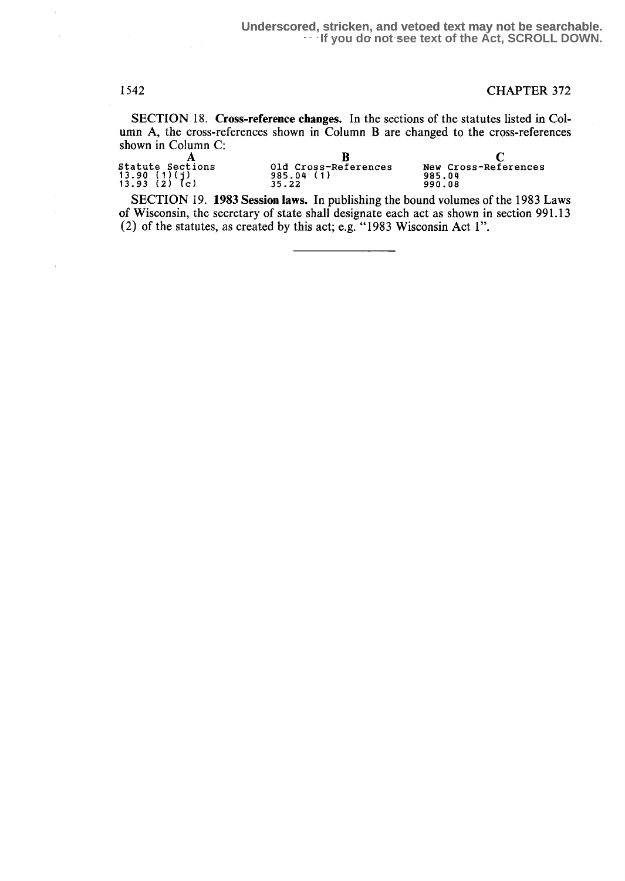Underscored, stricken, and vetoed text may not be searchable.
If you do not see text of the Act, SCROLL DOWN.

SECTION 18. **Cross-reference changes.** In the sections of the statutes listed in Column A, the cross-references shown in Column B are changed to the cross-references shown in Column C:

| A | B | C |
| --- | --- | --- |
| Statute Sections | Old Cross-References | New Cross-References |
| 13.90 (1)(j) | 985.04 (1) | 985.04 |
| 13.93 (2) (c) | 35.22 | 990.08 |

SECTION 19. **1983 Session laws.** In publishing the bound volumes of the 1983 Laws of Wisconsin, the secretary of state shall designate each act as shown in section 991.13 (2) of the statutes, as created by this act; e.g. "1983 Wisconsin Act 1".